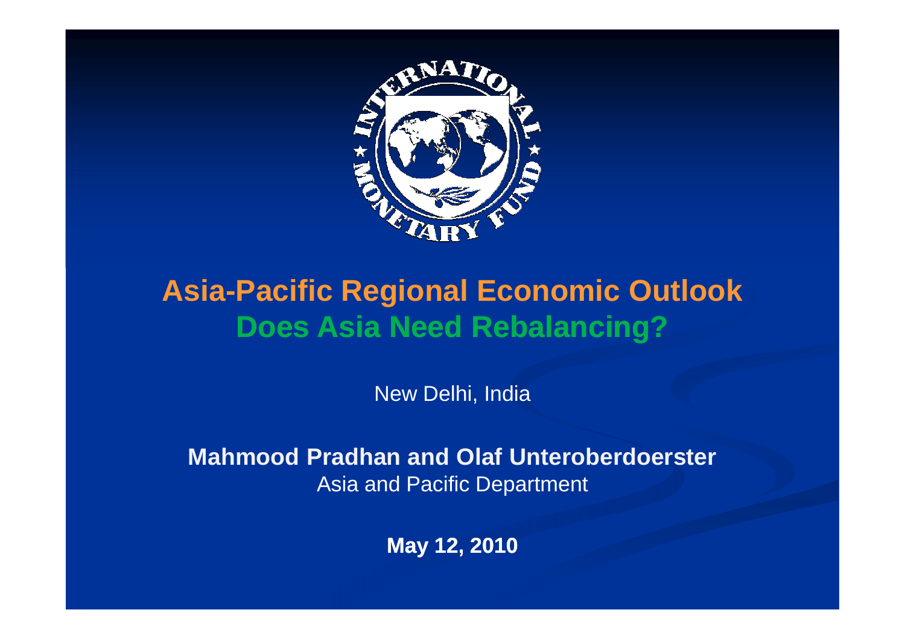# Asia-Pacific Regional Economic Outlook

## Does Asia Need Rebalancing?

New Delhi, India

**Mahmood Pradhan and Olaf Unteroberdoerster**

Asia and Pacific Department

**May 12, 2010**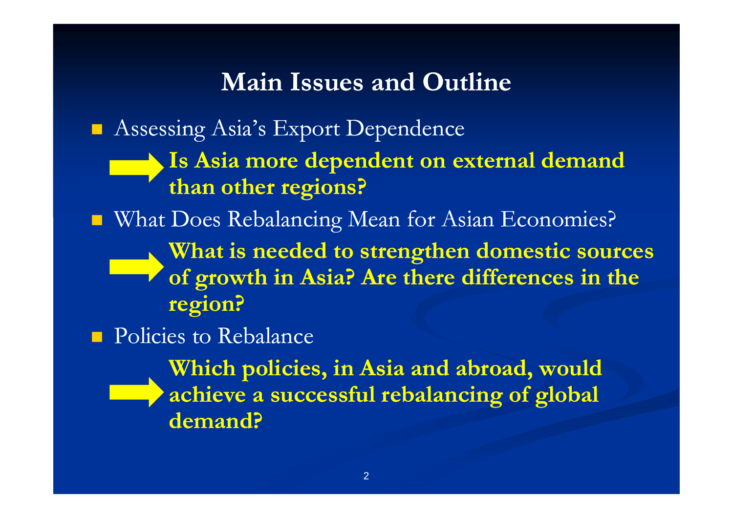# Main Issues and Outline

- Assessing Asia's Export Dependence
  - ➡ **Is Asia more dependent on external demand than other regions?**
- What Does Rebalancing Mean for Asian Economies?
  - ➡ **What is needed to strengthen domestic sources of growth in Asia? Are there differences in the region?**
- Policies to Rebalance
  - ➡ **Which policies, in Asia and abroad, would achieve a successful rebalancing of global demand?**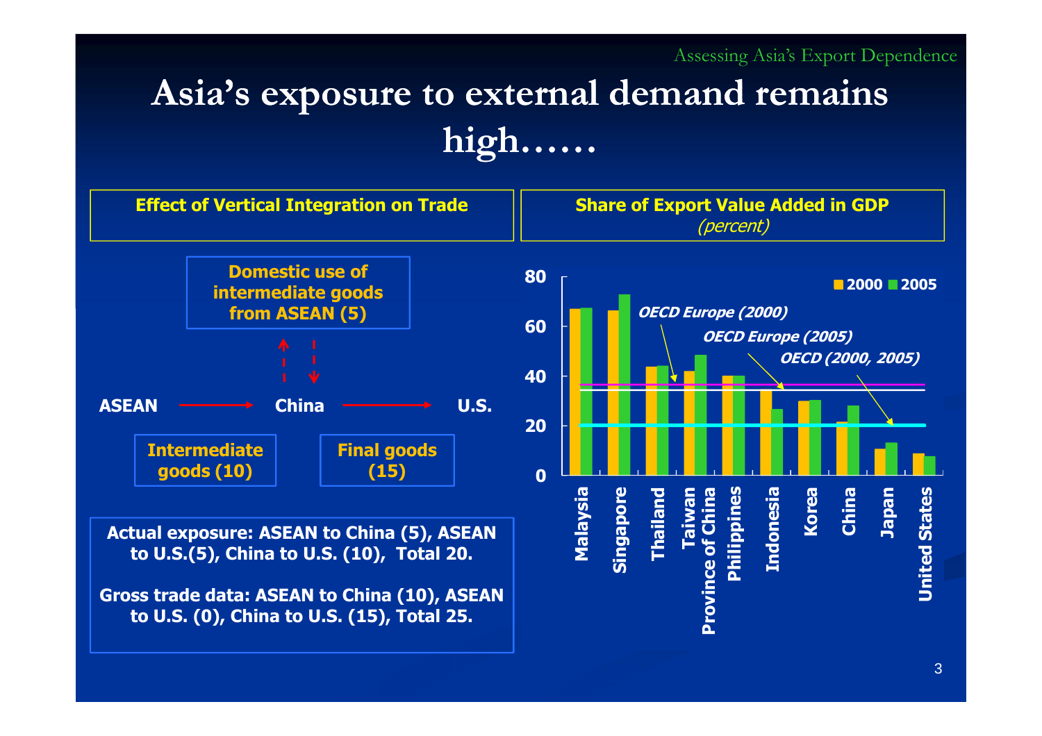# Asia's exposure to external demand remains high……

## Effect of Vertical Integration on Trade

**Domestic use of intermediate goods from ASEAN (5)**

**ASEAN** → **China** → **U.S.**

**Intermediate goods (10)**

**Final goods (15)**

**Actual exposure: ASEAN to China (5), ASEAN to U.S.(5), China to U.S. (10), Total 20.**

**Gross trade data: ASEAN to China (10), ASEAN to U.S. (0), China to U.S. (15), Total 25.**

## Share of Export Value Added in GDP

*(percent)*

| Country | 2000 | 2005 |
|---|---|---|
| Malaysia | 67 | 67 |
| Singapore | 66 | 73 |
| Thailand | 44 | 44 |
| Taiwan Province of China | 42 | 48 |
| Philippines | 40 | 40 |
| Indonesia | 34 | 27 |
| Korea | 30 | 30 |
| China | 21 | 28 |
| Japan | 11 | 13 |
| United States | 9 | 8 |

Reference lines: *OECD Europe (2000)*, *OECD Europe (2005)*, *OECD (2000, 2005)*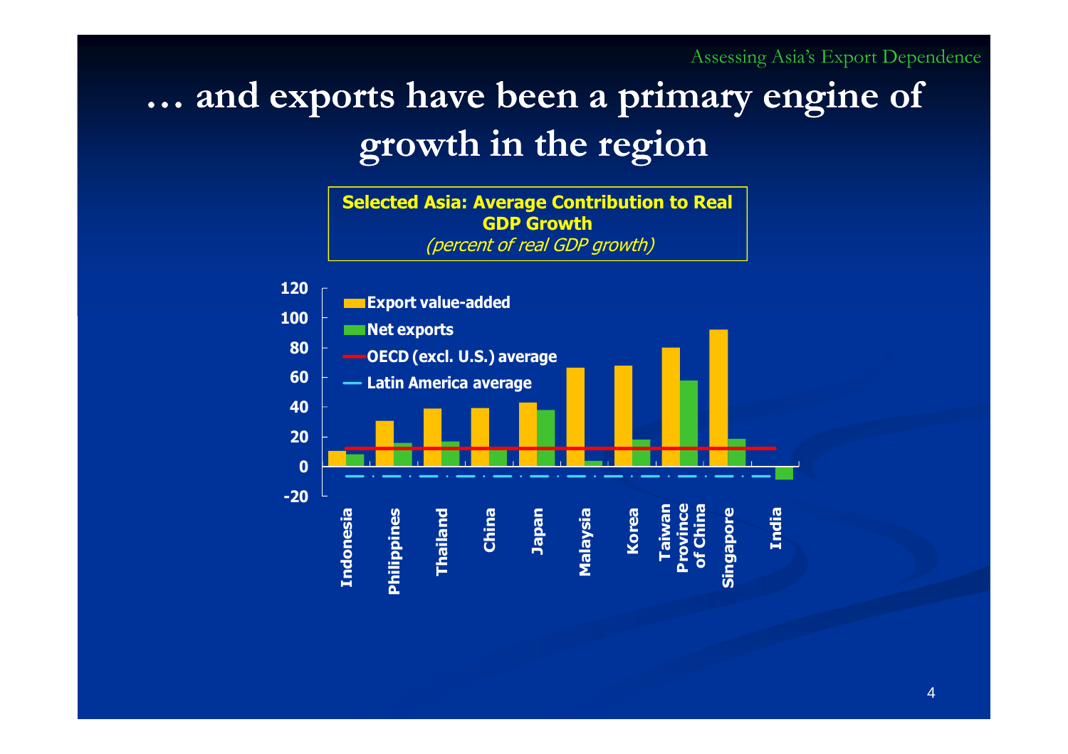# … and exports have been a primary engine of growth in the region

**Selected Asia: Average Contribution to Real GDP Growth**
*(percent of real GDP growth)*

- Export value-added
- Net exports
- OECD (excl. U.S.) average
- Latin America average

Countries: Indonesia, Philippines, Thailand, China, Japan, Malaysia, Korea, Taiwan Province of China, Singapore, India

Y-axis: -20, 0, 20, 40, 60, 80, 100, 120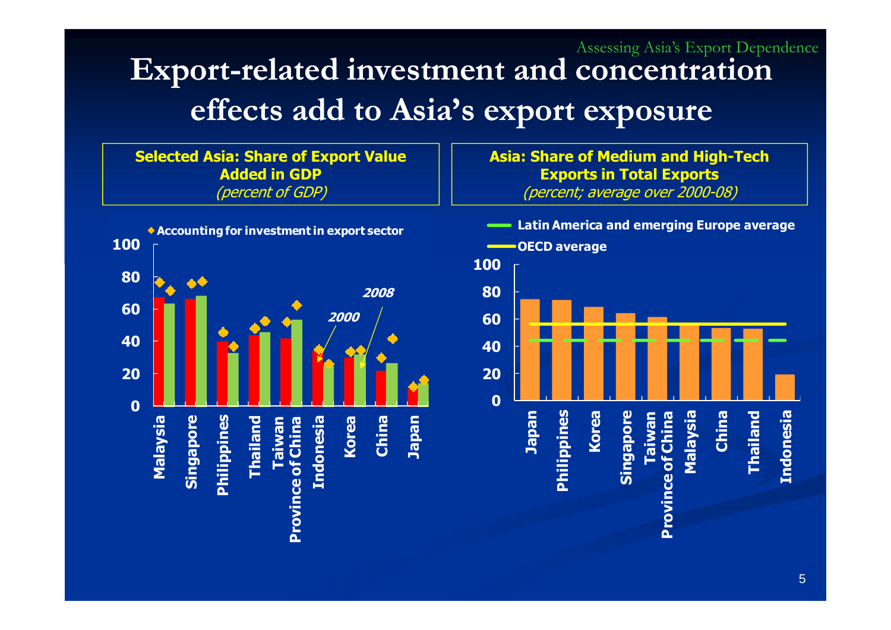# Export-related investment and concentration effects add to Asia's export exposure

**Selected Asia: Share of Export Value Added in GDP**
*(percent of GDP)*

◆ Accounting for investment in export sector

Bars: 2000, 2008

Malaysia, Singapore, Philippines, Thailand, Taiwan Province of China, Indonesia, Korea, China, Japan

**Asia: Share of Medium and High-Tech Exports in Total Exports**
*(percent; average over 2000-08)*

Latin America and emerging Europe average

OECD average

Japan, Philippines, Korea, Singapore, Taiwan Province of China, Malaysia, China, Thailand, Indonesia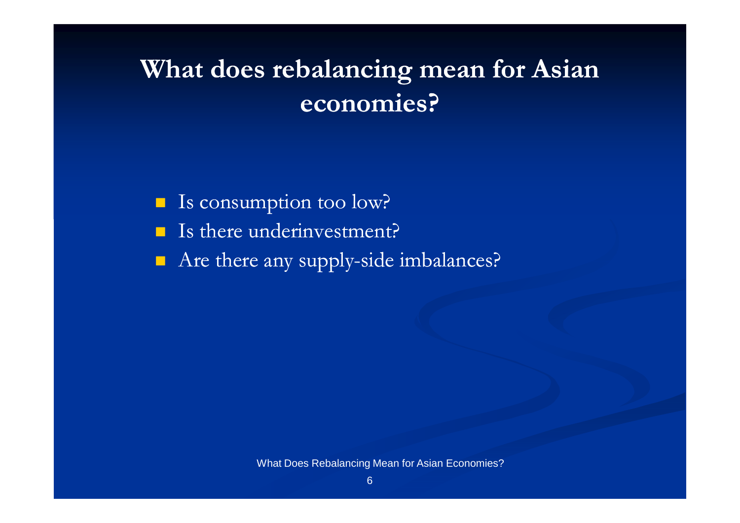# What does rebalancing mean for Asian economies?

- Is consumption too low?
- Is there underinvestment?
- Are there any supply-side imbalances?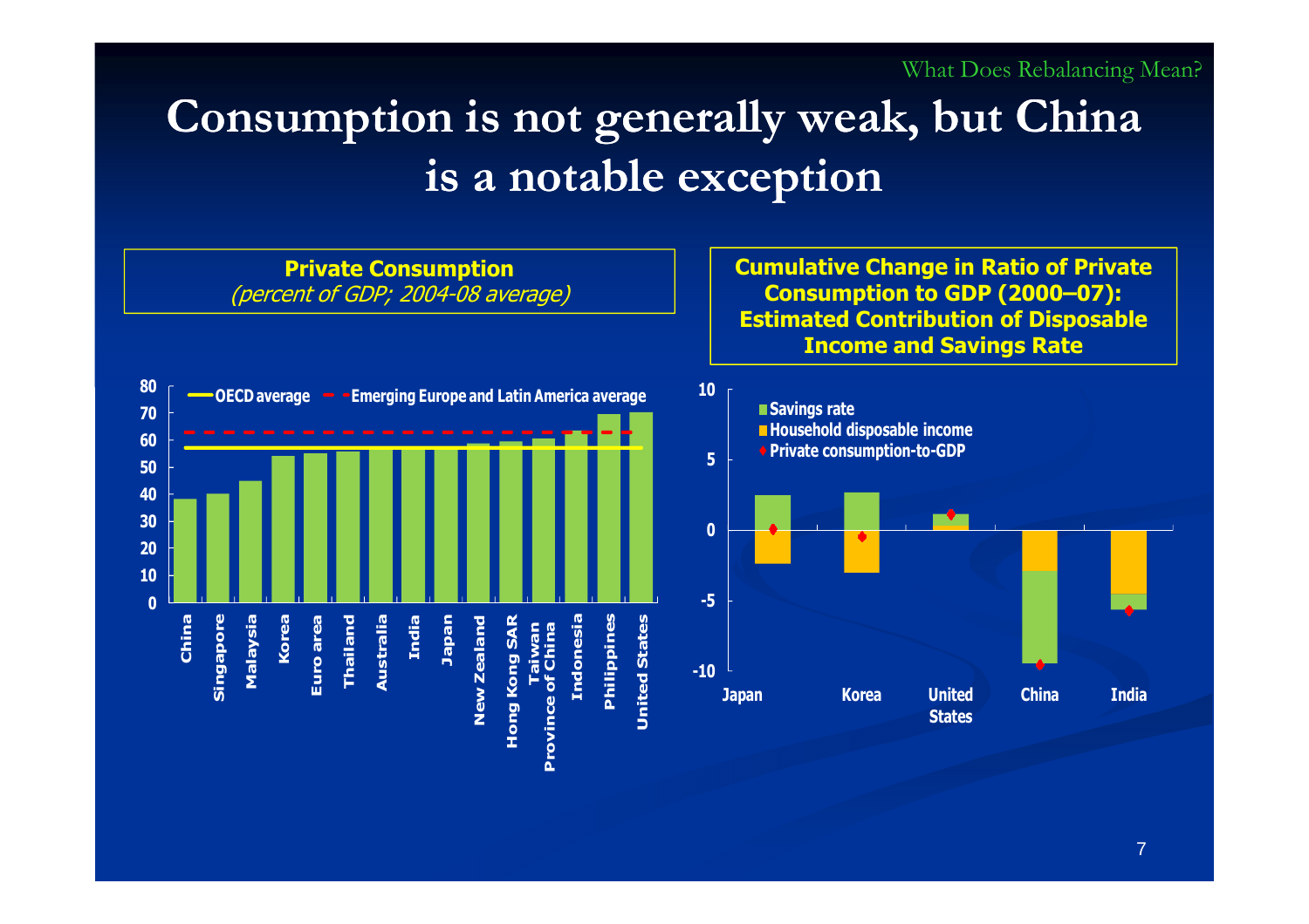# Consumption is not generally weak, but China is a notable exception

**Private Consumption**
*(percent of GDP; 2004-08 average)*

**Cumulative Change in Ratio of Private Consumption to GDP (2000–07): Estimated Contribution of Disposable Income and Savings Rate**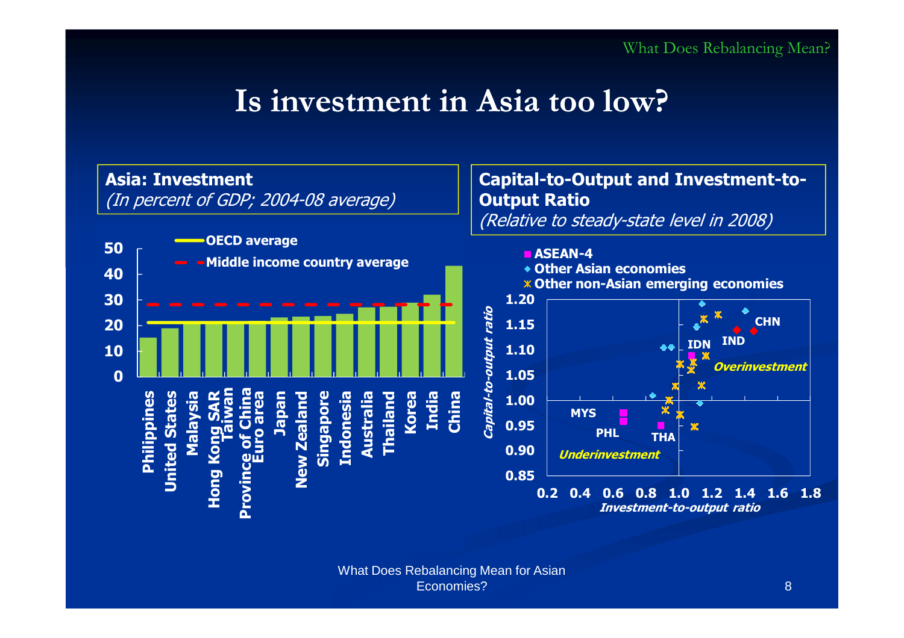# Is investment in Asia too low?

**Asia: Investment**
*(In percent of GDP; 2004-08 average)*

- OECD average
- Middle income country average

Philippines, United States, Malaysia, Hong Kong SAR, Taiwan Province of China, Euro area, Japan, New Zealand, Singapore, Indonesia, Australia, Thailand, Korea, India, China

**Capital-to-Output and Investment-to-Output Ratio**
*(Relative to steady-state level in 2008)*

- ASEAN-4
- Other Asian economies
- Other non-Asian emerging economies

*Capital-to-output ratio*

*Investment-to-output ratio*

MYS, PHL, THA, IDN, IND, CHN

*Overinvestment*

*Underinvestment*

What Does Rebalancing Mean for Asian Economies?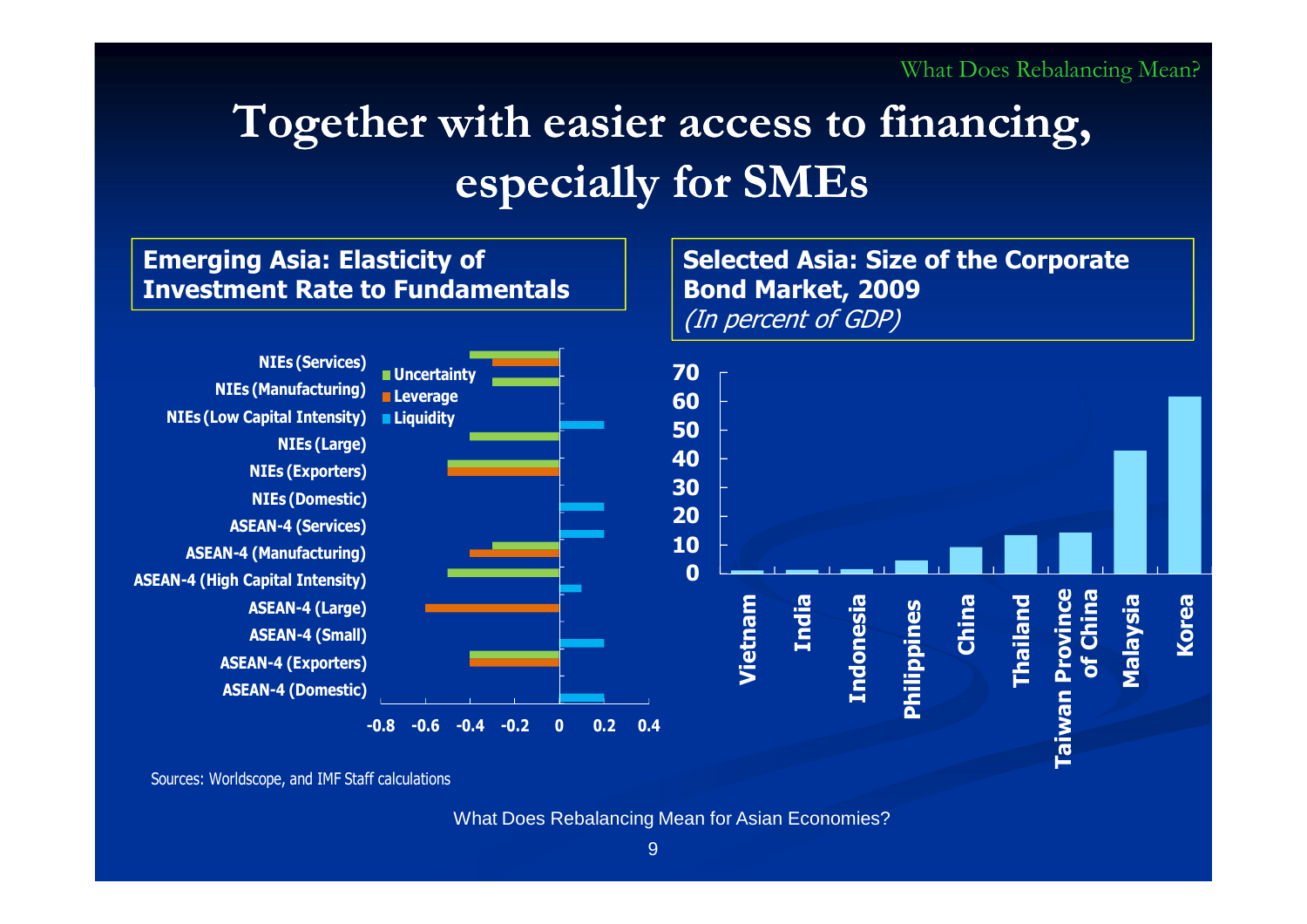# Together with easier access to financing, especially for SMEs

**Emerging Asia: Elasticity of Investment Rate to Fundamentals**

**Selected Asia: Size of the Corporate Bond Market, 2009**
*(In percent of GDP)*

Sources: Worldscope, and IMF Staff calculations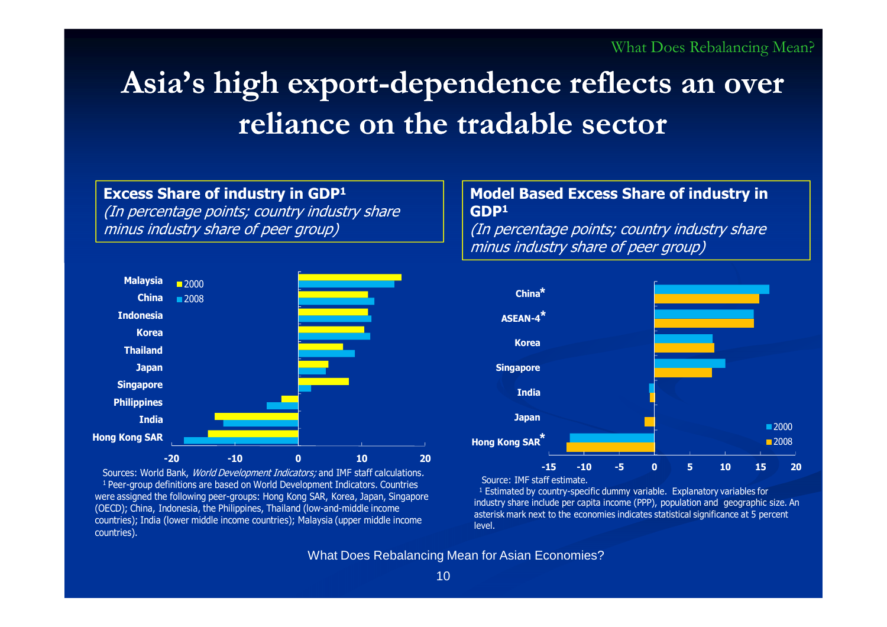# Asia's high export-dependence reflects an over reliance on the tradable sector

**Excess Share of industry in GDP[1]**
*(In percentage points; country industry share minus industry share of peer group)*

Malaysia, China, Indonesia, Korea, Thailand, Japan, Singapore, Philippines, India, Hong Kong SAR

2000 / 2008

-20, -10, 0, 10, 20

Sources: World Bank, *World Development Indicators;* and IMF staff calculations.
[1] Peer-group definitions are based on World Development Indicators. Countries were assigned the following peer-groups: Hong Kong SAR, Korea, Japan, Singapore (OECD); China, Indonesia, the Philippines, Thailand (low-and-middle income countries); India (lower middle income countries); Malaysia (upper middle income countries).

**Model Based Excess Share of industry in GDP[1]**
*(In percentage points; country industry share minus industry share of peer group)*

China*, ASEAN-4*, Korea, Singapore, India, Japan, Hong Kong SAR*

2000 / 2008

-15, -10, -5, 0, 5, 10, 15, 20

Source: IMF staff estimate.
[1] Estimated by country-specific dummy variable. Explanatory variables for industry share include per capita income (PPP), population and geographic size. An asterisk mark next to the economies indicates statistical significance at 5 percent level.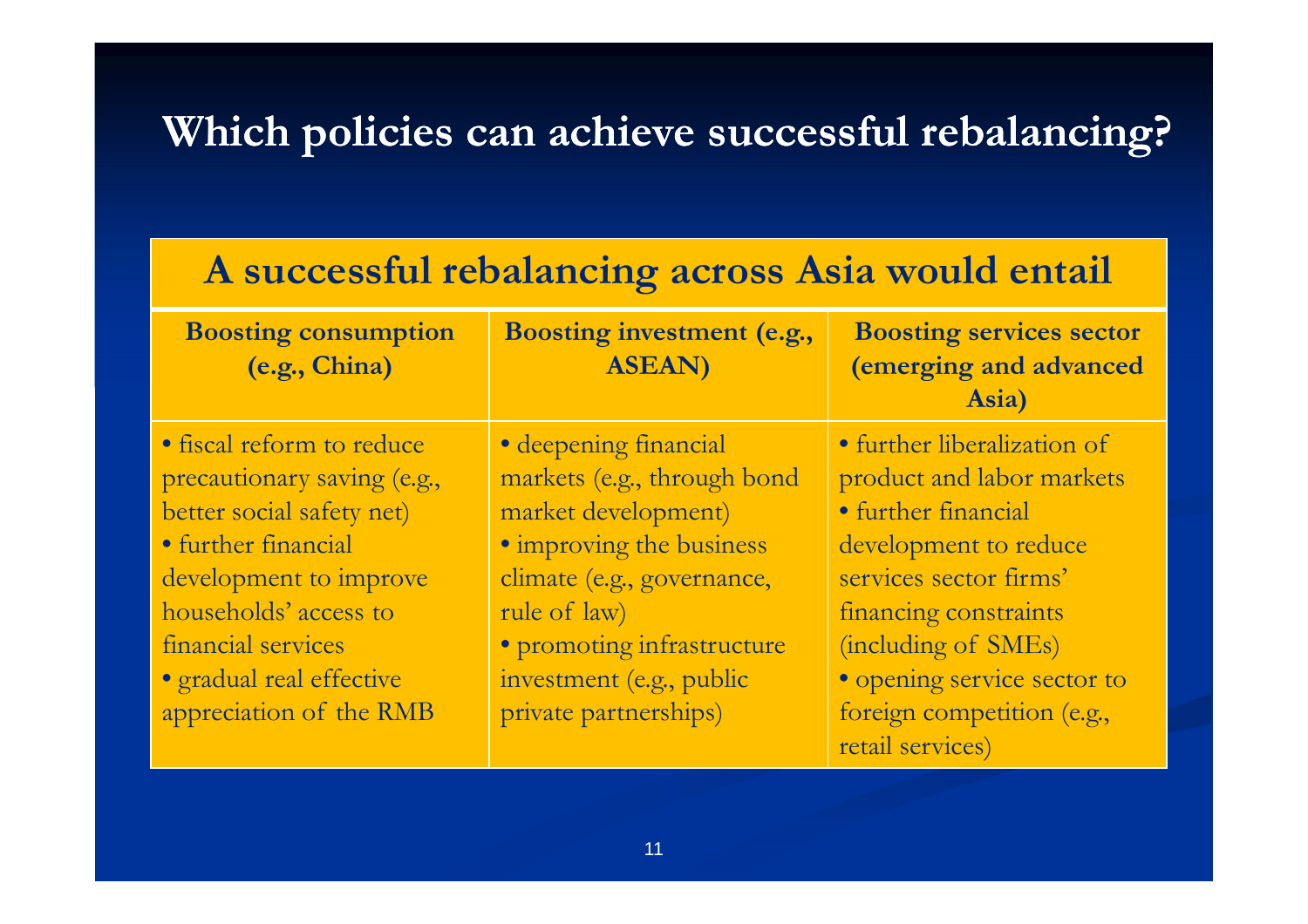# Which policies can achieve successful rebalancing?

| A successful rebalancing across Asia would entail | | |
|---|---|---|
| **Boosting consumption (e.g., China)** | **Boosting investment (e.g., ASEAN)** | **Boosting services sector (emerging and advanced Asia)** |
| • fiscal reform to reduce precautionary saving (e.g., better social safety net)<br>• further financial development to improve households' access to financial services<br>• gradual real effective appreciation of the RMB | • deepening financial markets (e.g., through bond market development)<br>• improving the business climate (e.g., governance, rule of law)<br>• promoting infrastructure investment (e.g., public private partnerships) | • further liberalization of product and labor markets<br>• further financial development to reduce services sector firms' financing constraints (including of SMEs)<br>• opening service sector to foreign competition (e.g., retail services) |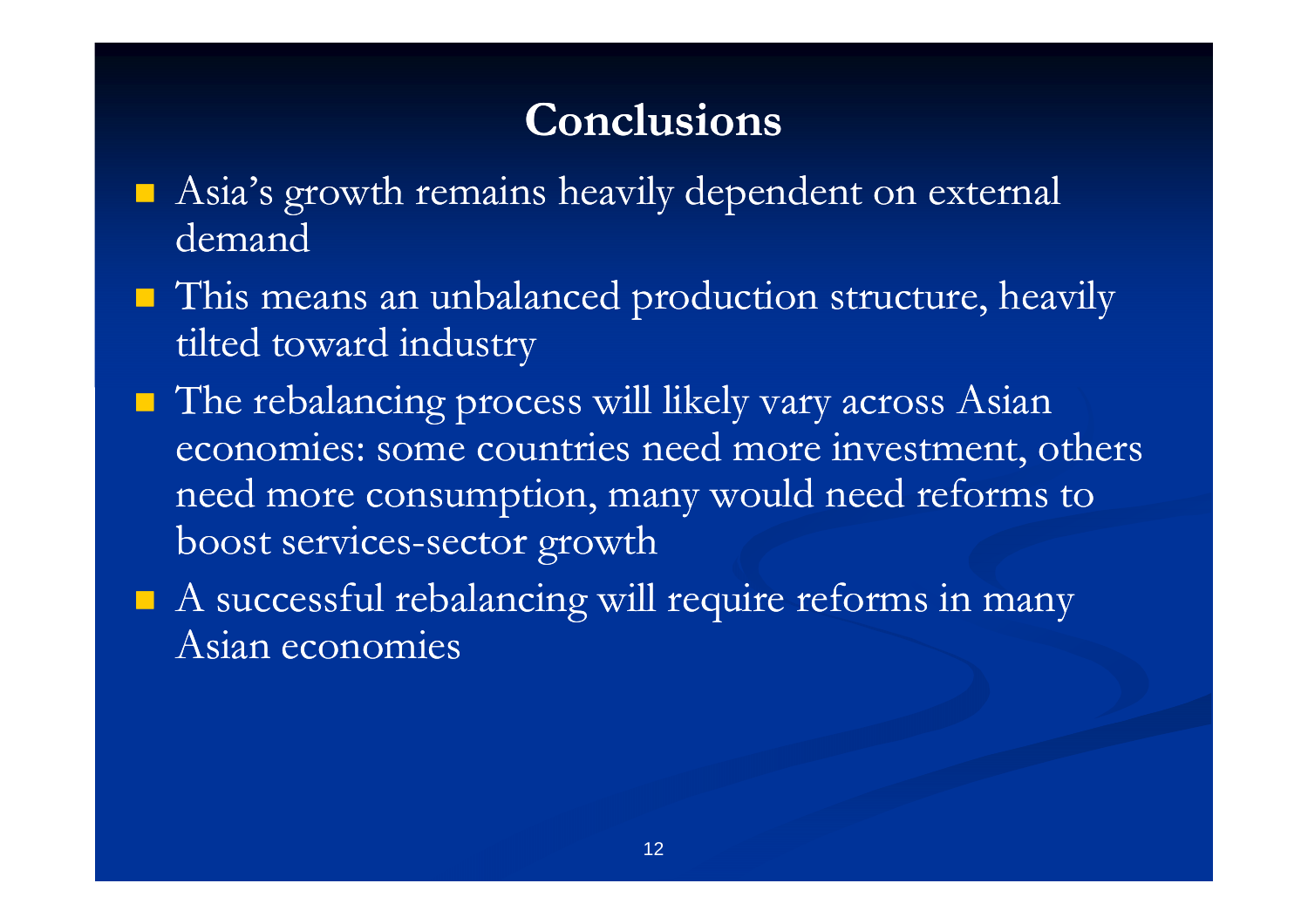# Conclusions

- Asia's growth remains heavily dependent on external demand
- This means an unbalanced production structure, heavily tilted toward industry
- The rebalancing process will likely vary across Asian economies: some countries need more investment, others need more consumption, many would need reforms to boost services-sector growth
- A successful rebalancing will require reforms in many Asian economies